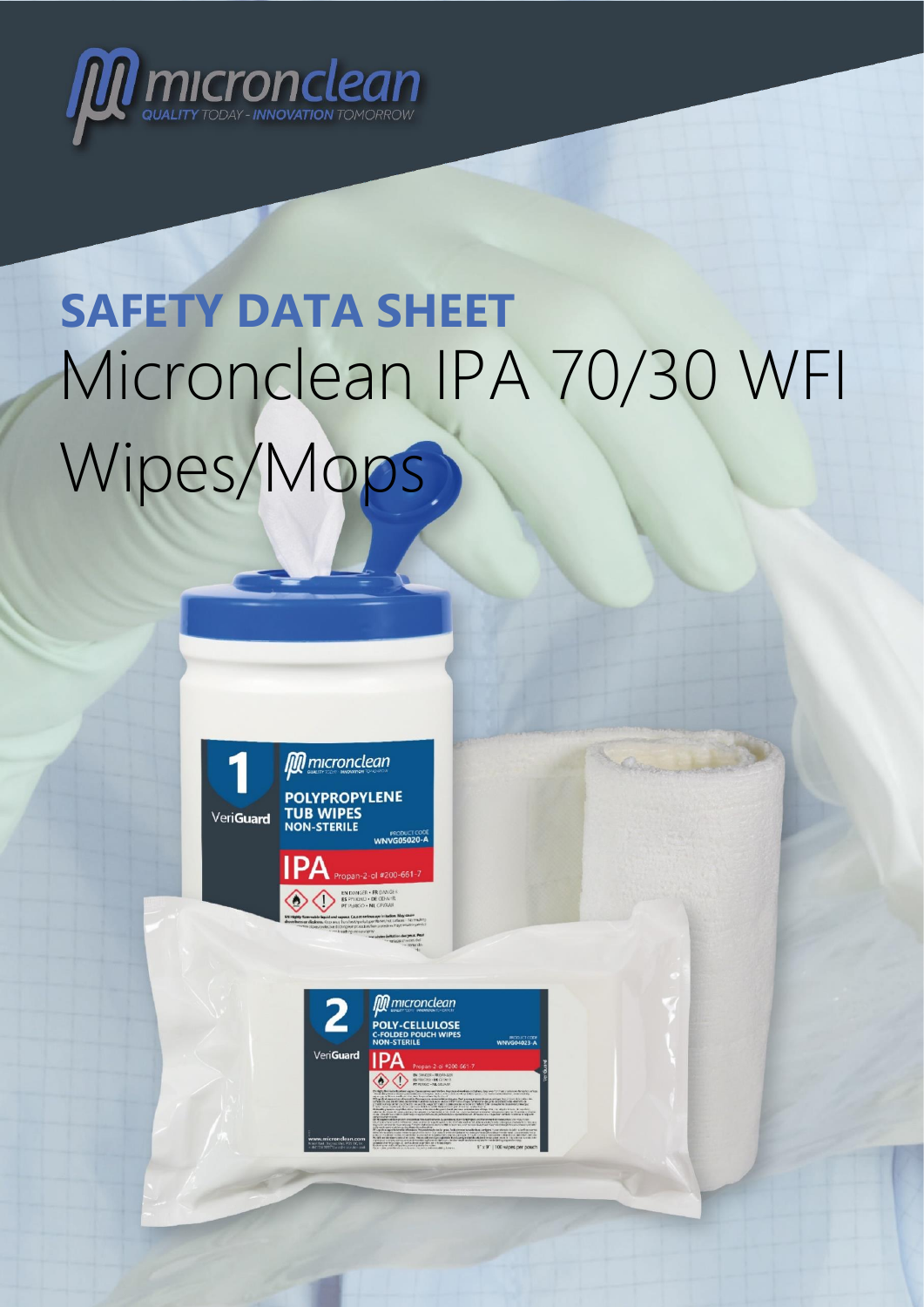micronclean

QUALITY TODAY - INNOVATION TOMORROW

# SAFETY DATA SHEET

# Micronclean IPA 70/30 WFI Wipes/Mops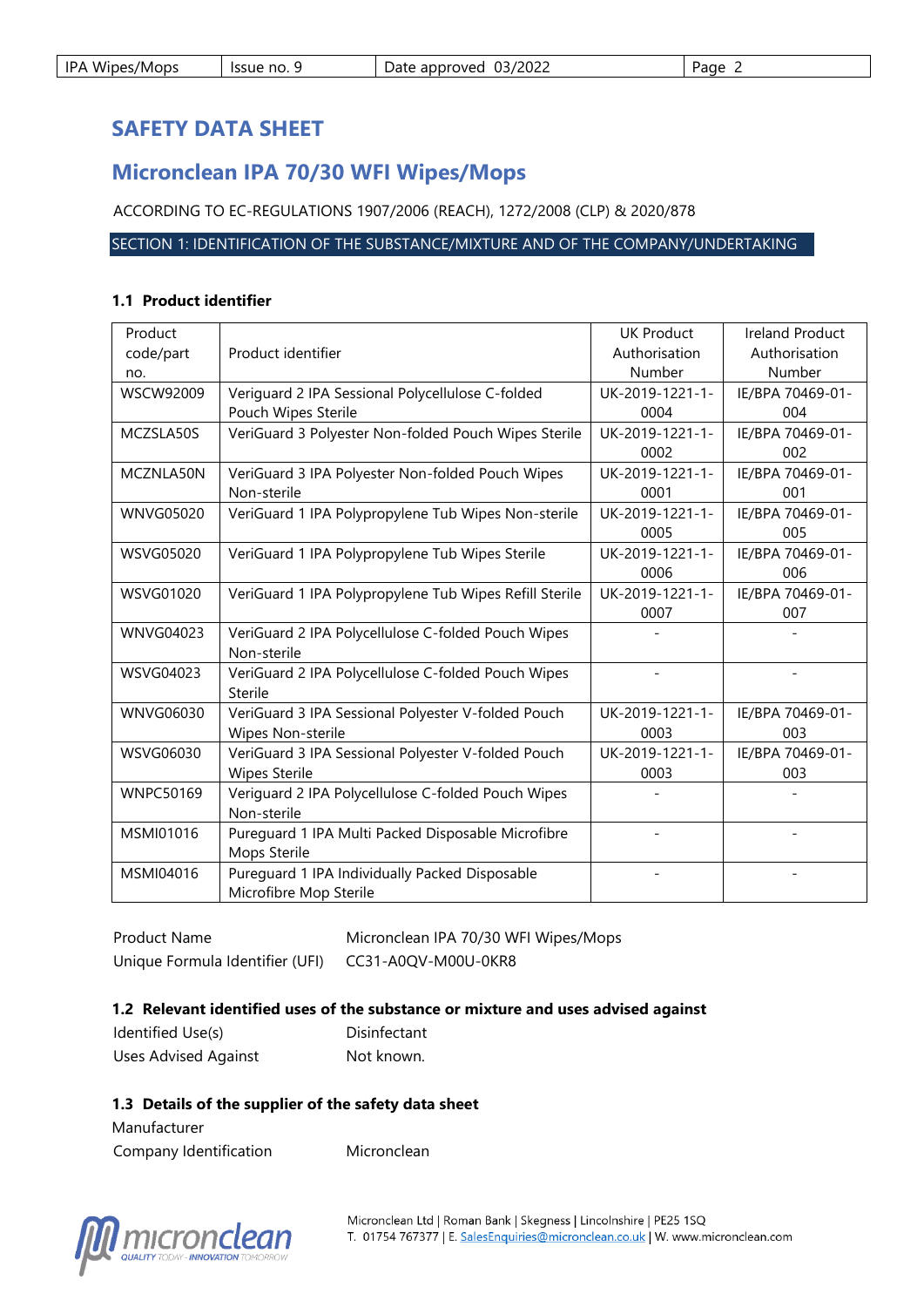# SAFETY DATA SHEET

## Micronclean IPA 70/30 WFI Wipes/Mops

ACCORDING TO EC-REGULATIONS 1907/2006 (REACH), 1272/2008 (CLP) & 2020/878

### SECTION 1: IDENTIFICATION OF THE SUBSTANCE/MIXTURE AND OF THE COMPANY/UNDERTAKING

#### 1.1 Product identifier

| Product code/part no. | Product identifier | UK Product Authorisation Number | Ireland Product Authorisation Number |
|---|---|---|---|
| WSCW92009 | Veriguard 2 IPA Sessional Polycellulose C-folded Pouch Wipes Sterile | UK-2019-1221-1-0004 | IE/BPA 70469-01-004 |
| MCZSLA50S | VeriGuard 3 Polyester Non-folded Pouch Wipes Sterile | UK-2019-1221-1-0002 | IE/BPA 70469-01-002 |
| MCZNLA50N | VeriGuard 3 IPA Polyester Non-folded Pouch Wipes Non-sterile | UK-2019-1221-1-0001 | IE/BPA 70469-01-001 |
| WNVG05020 | VeriGuard 1 IPA Polypropylene Tub Wipes Non-sterile | UK-2019-1221-1-0005 | IE/BPA 70469-01-005 |
| WSVG05020 | VeriGuard 1 IPA Polypropylene Tub Wipes Sterile | UK-2019-1221-1-0006 | IE/BPA 70469-01-006 |
| WSVG01020 | VeriGuard 1 IPA Polypropylene Tub Wipes Refill Sterile | UK-2019-1221-1-0007 | IE/BPA 70469-01-007 |
| WNVG04023 | VeriGuard 2 IPA Polycellulose C-folded Pouch Wipes Non-sterile | - | - |
| WSVG04023 | VeriGuard 2 IPA Polycellulose C-folded Pouch Wipes Sterile | - | - |
| WNVG06030 | VeriGuard 3 IPA Sessional Polyester V-folded Pouch Wipes Non-sterile | UK-2019-1221-1-0003 | IE/BPA 70469-01-003 |
| WSVG06030 | VeriGuard 3 IPA Sessional Polyester V-folded Pouch Wipes Sterile | UK-2019-1221-1-0003 | IE/BPA 70469-01-003 |
| WNPC50169 | Veriguard 2 IPA Polycellulose C-folded Pouch Wipes Non-sterile | - | - |
| MSMI01016 | Pureguard 1 IPA Multi Packed Disposable Microfibre Mops Sterile | - | - |
| MSMI04016 | Pureguard 1 IPA Individually Packed Disposable Microfibre Mop Sterile | - | - |

Product Name: Micronclean IPA 70/30 WFI Wipes/Mops

Unique Formula Identifier (UFI): CC31-A0QV-M00U-0KR8

#### 1.2 Relevant identified uses of the substance or mixture and uses advised against

Identified Use(s): Disinfectant

Uses Advised Against: Not known.

#### 1.3 Details of the supplier of the safety data sheet

Manufacturer

Company Identification: Micronclean

Micronclean Ltd | Roman Bank | Skegness | Lincolnshire | PE25 1SQ
T. 01754 767377 | E. SalesEnquiries@micronclean.co.uk | W. www.micronclean.com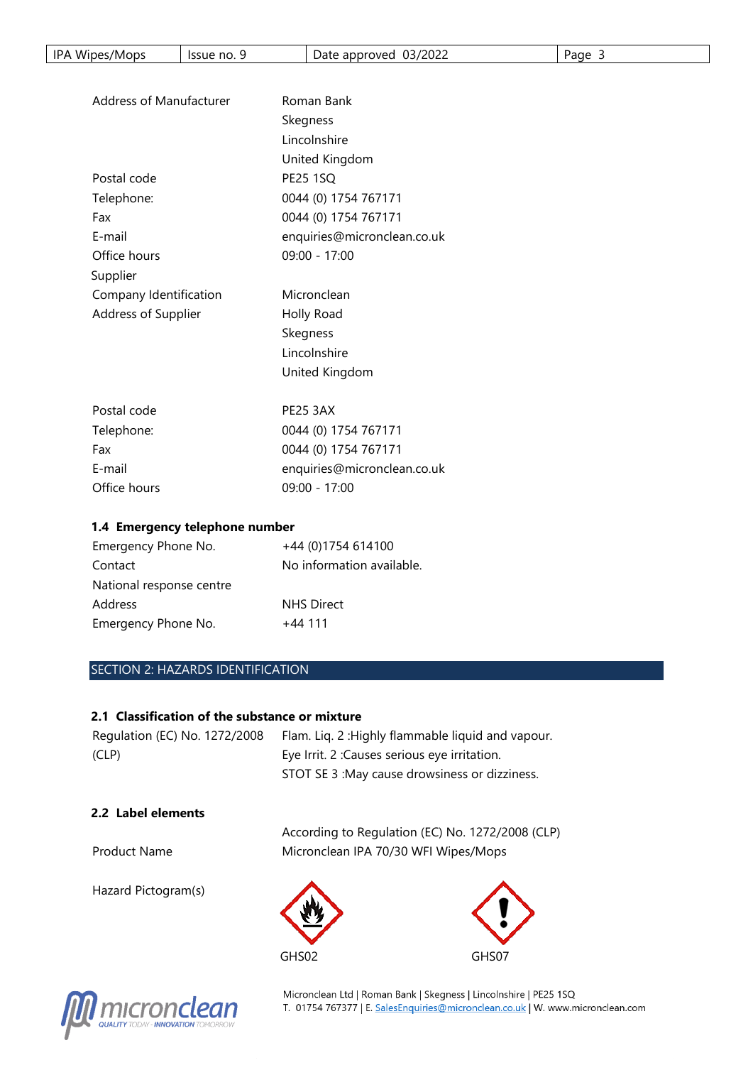| | |
|---|---|
| Address of Manufacturer | Roman Bank<br>Skegness<br>Lincolnshire<br>United Kingdom |
| Postal code | PE25 1SQ |
| Telephone: | 0044 (0) 1754 767171 |
| Fax | 0044 (0) 1754 767171 |
| E-mail | enquiries@micronclean.co.uk |
| Office hours | 09:00 - 17:00 |
| Supplier | |
| Company Identification | Micronclean |
| Address of Supplier | Holly Road<br>Skegness<br>Lincolnshire<br>United Kingdom |
| Postal code | PE25 3AX |
| Telephone: | 0044 (0) 1754 767171 |
| Fax | 0044 (0) 1754 767171 |
| E-mail | enquiries@micronclean.co.uk |
| Office hours | 09:00 - 17:00 |

### 1.4 Emergency telephone number

| | |
|---|---|
| Emergency Phone No. | +44 (0)1754 614100 |
| Contact | No information available. |
| National response centre | |
| Address | NHS Direct |
| Emergency Phone No. | +44 111 |

## SECTION 2: HAZARDS IDENTIFICATION

### 2.1 Classification of the substance or mixture

| | |
|---|---|
| Regulation (EC) No. 1272/2008 (CLP) | Flam. Liq. 2 :Highly flammable liquid and vapour.<br>Eye Irrit. 2 :Causes serious eye irritation.<br>STOT SE 3 :May cause drowsiness or dizziness. |

### 2.2 Label elements

According to Regulation (EC) No. 1272/2008 (CLP)

| | |
|---|---|
| Product Name | Micronclean IPA 70/30 WFI Wipes/Mops |

Hazard Pictogram(s)

GHS02    GHS07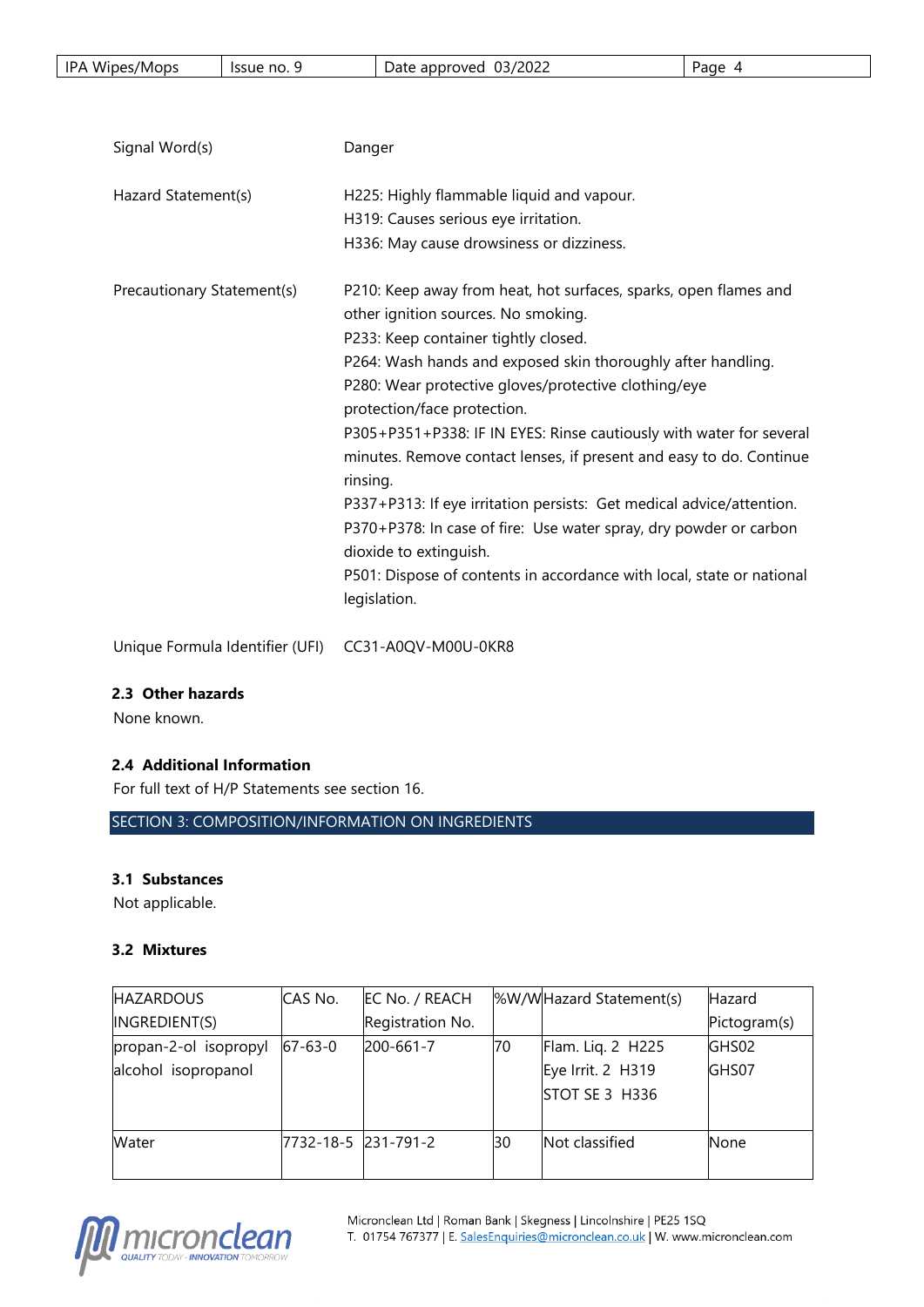Signal Word(s): Danger

Hazard Statement(s):
H225: Highly flammable liquid and vapour.
H319: Causes serious eye irritation.
H336: May cause drowsiness or dizziness.

Precautionary Statement(s):
P210: Keep away from heat, hot surfaces, sparks, open flames and other ignition sources. No smoking.
P233: Keep container tightly closed.
P264: Wash hands and exposed skin thoroughly after handling.
P280: Wear protective gloves/protective clothing/eye protection/face protection.
P305+P351+P338: IF IN EYES: Rinse cautiously with water for several minutes. Remove contact lenses, if present and easy to do. Continue rinsing.
P337+P313: If eye irritation persists: Get medical advice/attention.
P370+P378: In case of fire: Use water spray, dry powder or carbon dioxide to extinguish.
P501: Dispose of contents in accordance with local, state or national legislation.

Unique Formula Identifier (UFI): CC31-A0QV-M00U-0KR8

### 2.3 Other hazards

None known.

### 2.4 Additional Information

For full text of H/P Statements see section 16.

## SECTION 3: COMPOSITION/INFORMATION ON INGREDIENTS

### 3.1 Substances

Not applicable.

### 3.2 Mixtures

| HAZARDOUS INGREDIENT(S) | CAS No. | EC No. / REACH Registration No. | %W/W | Hazard Statement(s) | Hazard Pictogram(s) |
|---|---|---|---|---|---|
| propan-2-ol isopropyl alcohol isopropanol | 67-63-0 | 200-661-7 | 70 | Flam. Liq. 2 H225<br>Eye Irrit. 2 H319<br>STOT SE 3 H336 | GHS02<br>GHS07 |
| Water | 7732-18-5 | 231-791-2 | 30 | Not classified | None |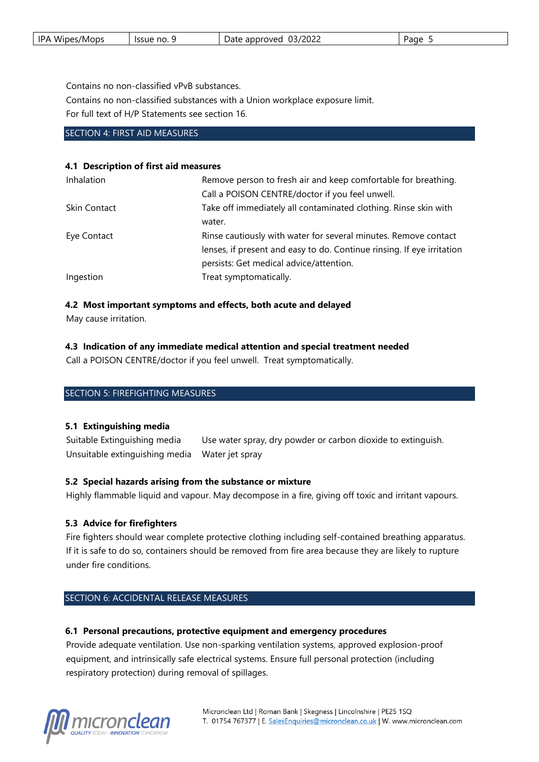Contains no non-classified vPvB substances.

Contains no non-classified substances with a Union workplace exposure limit.

For full text of H/P Statements see section 16.

## SECTION 4: FIRST AID MEASURES

### 4.1 Description of first aid measures

| | |
|---|---|
| Inhalation | Remove person to fresh air and keep comfortable for breathing. Call a POISON CENTRE/doctor if you feel unwell. |
| Skin Contact | Take off immediately all contaminated clothing. Rinse skin with water. |
| Eye Contact | Rinse cautiously with water for several minutes. Remove contact lenses, if present and easy to do. Continue rinsing. If eye irritation persists: Get medical advice/attention. |
| Ingestion | Treat symptomatically. |

### 4.2 Most important symptoms and effects, both acute and delayed

May cause irritation.

### 4.3 Indication of any immediate medical attention and special treatment needed

Call a POISON CENTRE/doctor if you feel unwell. Treat symptomatically.

## SECTION 5: FIREFIGHTING MEASURES

### 5.1 Extinguishing media

| | |
|---|---|
| Suitable Extinguishing media | Use water spray, dry powder or carbon dioxide to extinguish. |
| Unsuitable extinguishing media | Water jet spray |

### 5.2 Special hazards arising from the substance or mixture

Highly flammable liquid and vapour. May decompose in a fire, giving off toxic and irritant vapours.

### 5.3 Advice for firefighters

Fire fighters should wear complete protective clothing including self-contained breathing apparatus. If it is safe to do so, containers should be removed from fire area because they are likely to rupture under fire conditions.

## SECTION 6: ACCIDENTAL RELEASE MEASURES

### 6.1 Personal precautions, protective equipment and emergency procedures

Provide adequate ventilation. Use non-sparking ventilation systems, approved explosion-proof equipment, and intrinsically safe electrical systems. Ensure full personal protection (including respiratory protection) during removal of spillages.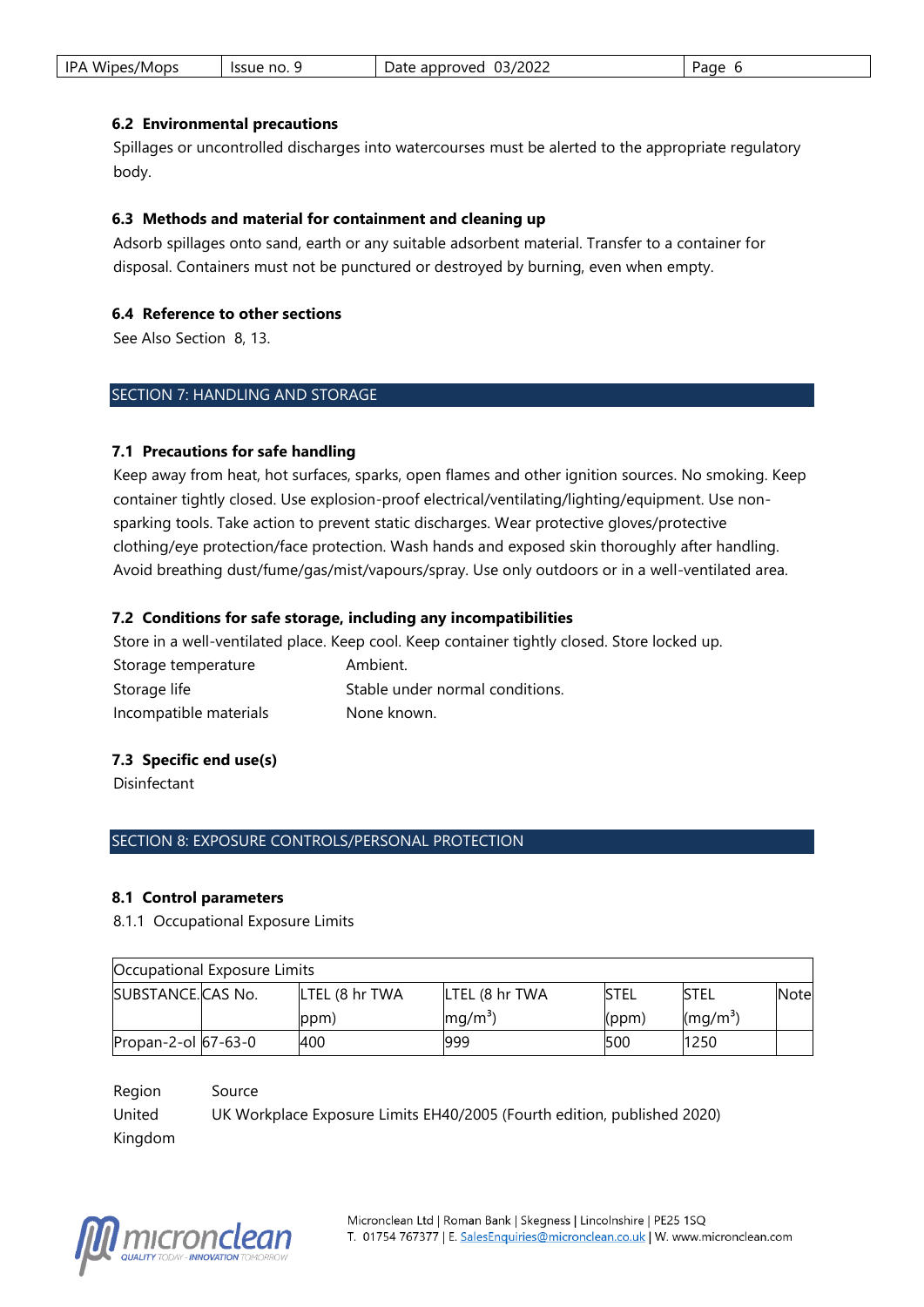### 6.2 Environmental precautions

Spillages or uncontrolled discharges into watercourses must be alerted to the appropriate regulatory body.

### 6.3 Methods and material for containment and cleaning up

Adsorb spillages onto sand, earth or any suitable adsorbent material. Transfer to a container for disposal. Containers must not be punctured or destroyed by burning, even when empty.

### 6.4 Reference to other sections

See Also Section 8, 13.

## SECTION 7: HANDLING AND STORAGE

### 7.1 Precautions for safe handling

Keep away from heat, hot surfaces, sparks, open flames and other ignition sources. No smoking. Keep container tightly closed. Use explosion-proof electrical/ventilating/lighting/equipment. Use non-sparking tools. Take action to prevent static discharges. Wear protective gloves/protective clothing/eye protection/face protection. Wash hands and exposed skin thoroughly after handling. Avoid breathing dust/fume/gas/mist/vapours/spray. Use only outdoors or in a well-ventilated area.

### 7.2 Conditions for safe storage, including any incompatibilities

Store in a well-ventilated place. Keep cool. Keep container tightly closed. Store locked up.

| | |
|---|---|
| Storage temperature | Ambient. |
| Storage life | Stable under normal conditions. |
| Incompatible materials | None known. |

### 7.3 Specific end use(s)

Disinfectant

## SECTION 8: EXPOSURE CONTROLS/PERSONAL PROTECTION

### 8.1 Control parameters

8.1.1 Occupational Exposure Limits

| Occupational Exposure Limits | | | | | | |
|---|---|---|---|---|---|---|
| SUBSTANCE. | CAS No. | LTEL (8 hr TWA ppm) | LTEL (8 hr TWA $mg/m^3$) | STEL (ppm) | STEL ($mg/m^3$) | Note |
| Propan-2-ol | 67-63-0 | 400 | 999 | 500 | 1250 | |

| Region | Source |
|---|---|
| United Kingdom | UK Workplace Exposure Limits EH40/2005 (Fourth edition, published 2020) |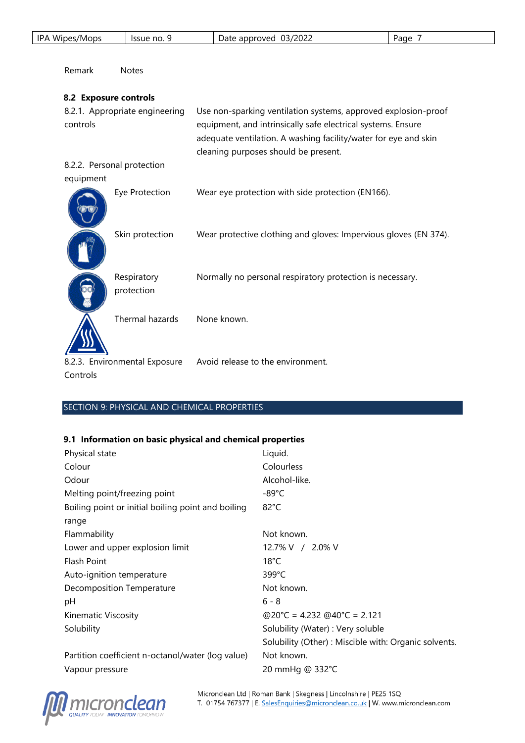Remark Notes

**8.2 Exposure controls**

| | |
|---|---|
| 8.2.1. Appropriate engineering controls | Use non-sparking ventilation systems, approved explosion-proof equipment, and intrinsically safe electrical systems. Ensure adequate ventilation. A washing facility/water for eye and skin cleaning purposes should be present. |
| 8.2.2. Personal protection equipment | |
| Eye Protection | Wear eye protection with side protection (EN166). |
| Skin protection | Wear protective clothing and gloves: Impervious gloves (EN 374). |
| Respiratory protection | Normally no personal respiratory protection is necessary. |
| Thermal hazards | None known. |
| 8.2.3. Environmental Exposure Controls | Avoid release to the environment. |

## SECTION 9: PHYSICAL AND CHEMICAL PROPERTIES

**9.1 Information on basic physical and chemical properties**

| | |
|---|---|
| Physical state | Liquid. |
| Colour | Colourless |
| Odour | Alcohol-like. |
| Melting point/freezing point | -89°C |
| Boiling point or initial boiling point and boiling range | 82°C |
| Flammability | Not known. |
| Lower and upper explosion limit | 12.7% V / 2.0% V |
| Flash Point | 18°C |
| Auto-ignition temperature | 399°C |
| Decomposition Temperature | Not known. |
| pH | 6 - 8 |
| Kinematic Viscosity | @20°C = 4.232 @40°C = 2.121 |
| Solubility | Solubility (Water) : Very soluble<br>Solubility (Other) : Miscible with: Organic solvents. |
| Partition coefficient n-octanol/water (log value) | Not known. |
| Vapour pressure | 20 mmHg @ 332°C |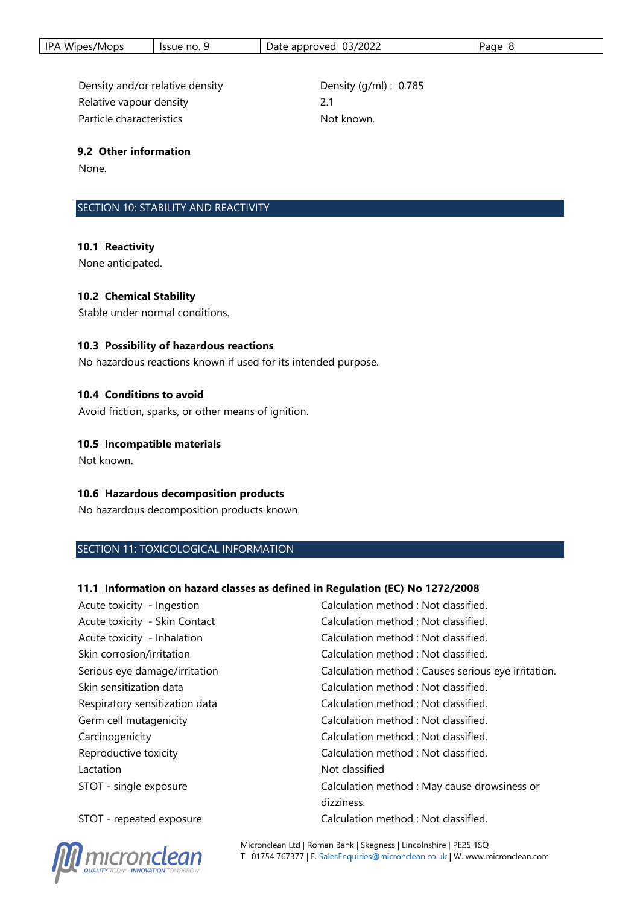| | |
|---|---|
| Density and/or relative density | Density (g/ml) : 0.785 |
| Relative vapour density | 2.1 |
| Particle characteristics | Not known. |

### 9.2 Other information

None.

## SECTION 10: STABILITY AND REACTIVITY

### 10.1 Reactivity

None anticipated.

### 10.2 Chemical Stability

Stable under normal conditions.

### 10.3 Possibility of hazardous reactions

No hazardous reactions known if used for its intended purpose.

### 10.4 Conditions to avoid

Avoid friction, sparks, or other means of ignition.

### 10.5 Incompatible materials

Not known.

### 10.6 Hazardous decomposition products

No hazardous decomposition products known.

## SECTION 11: TOXICOLOGICAL INFORMATION

### 11.1 Information on hazard classes as defined in Regulation (EC) No 1272/2008

| | |
|---|---|
| Acute toxicity - Ingestion | Calculation method : Not classified. |
| Acute toxicity - Skin Contact | Calculation method : Not classified. |
| Acute toxicity - Inhalation | Calculation method : Not classified. |
| Skin corrosion/irritation | Calculation method : Not classified. |
| Serious eye damage/irritation | Calculation method : Causes serious eye irritation. |
| Skin sensitization data | Calculation method : Not classified. |
| Respiratory sensitization data | Calculation method : Not classified. |
| Germ cell mutagenicity | Calculation method : Not classified. |
| Carcinogenicity | Calculation method : Not classified. |
| Reproductive toxicity | Calculation method : Not classified. |
| Lactation | Not classified |
| STOT - single exposure | Calculation method : May cause drowsiness or dizziness. |
| STOT - repeated exposure | Calculation method : Not classified. |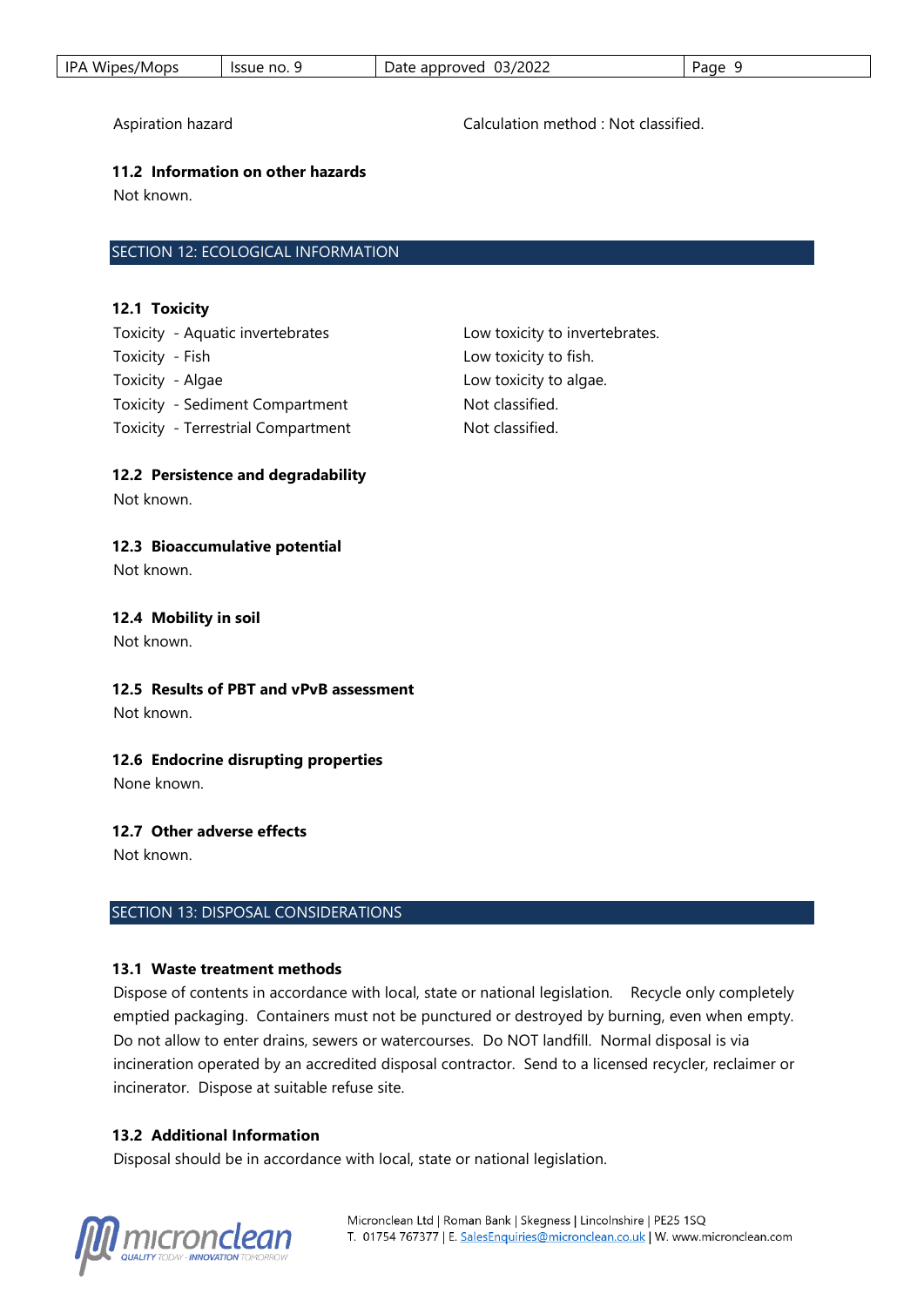Aspiration hazard — Calculation method : Not classified.

### 11.2 Information on other hazards

Not known.

## SECTION 12: ECOLOGICAL INFORMATION

### 12.1 Toxicity

| | |
|---|---|
| Toxicity - Aquatic invertebrates | Low toxicity to invertebrates. |
| Toxicity - Fish | Low toxicity to fish. |
| Toxicity - Algae | Low toxicity to algae. |
| Toxicity - Sediment Compartment | Not classified. |
| Toxicity - Terrestrial Compartment | Not classified. |

### 12.2 Persistence and degradability

Not known.

### 12.3 Bioaccumulative potential

Not known.

### 12.4 Mobility in soil

Not known.

### 12.5 Results of PBT and vPvB assessment

Not known.

### 12.6 Endocrine disrupting properties

None known.

### 12.7 Other adverse effects

Not known.

## SECTION 13: DISPOSAL CONSIDERATIONS

### 13.1 Waste treatment methods

Dispose of contents in accordance with local, state or national legislation. Recycle only completely emptied packaging. Containers must not be punctured or destroyed by burning, even when empty. Do not allow to enter drains, sewers or watercourses. Do NOT landfill. Normal disposal is via incineration operated by an accredited disposal contractor. Send to a licensed recycler, reclaimer or incinerator. Dispose at suitable refuse site.

### 13.2 Additional Information

Disposal should be in accordance with local, state or national legislation.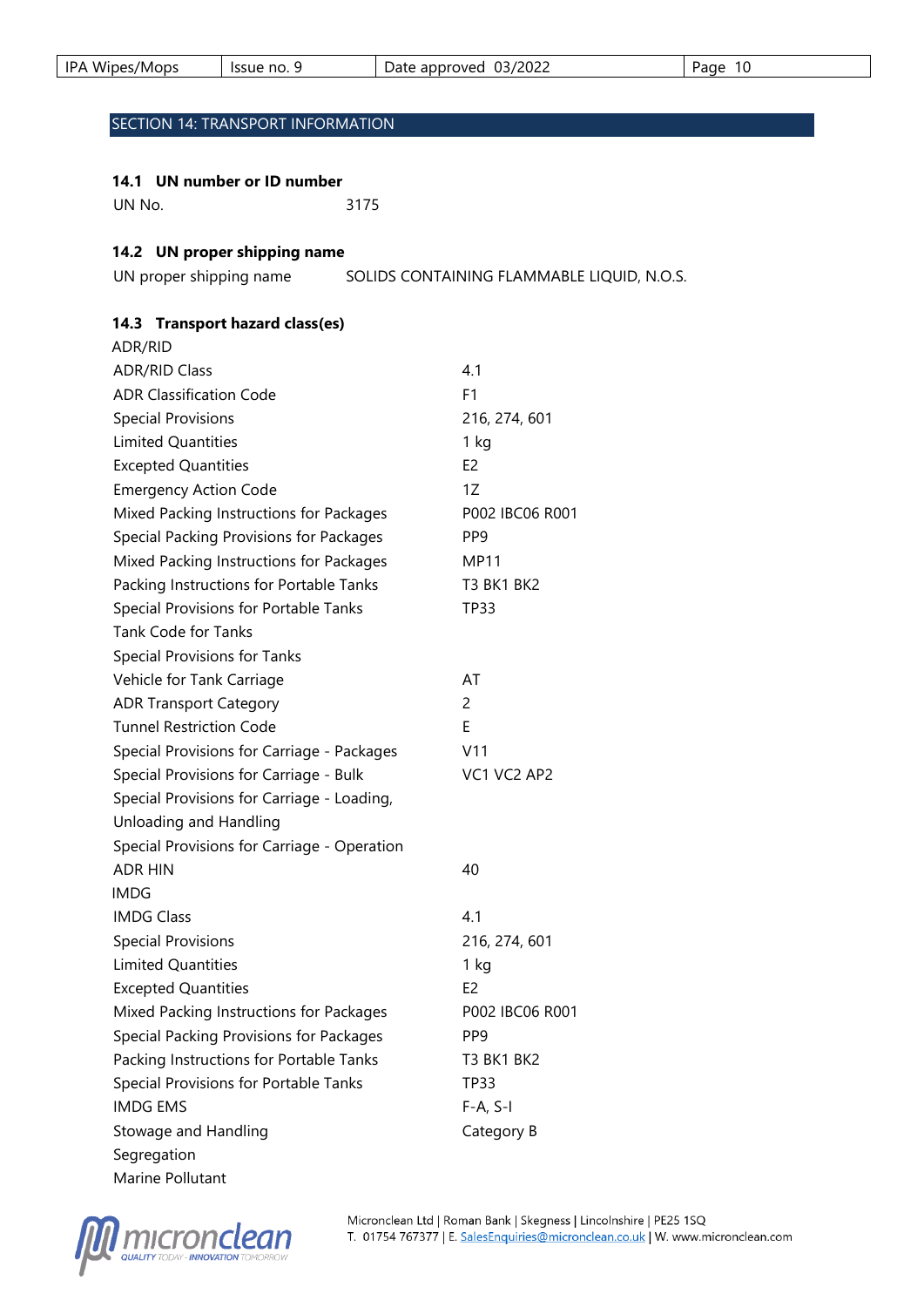## SECTION 14: TRANSPORT INFORMATION

### 14.1 UN number or ID number

| | |
|---|---|
| UN No. | 3175 |

### 14.2 UN proper shipping name

| | |
|---|---|
| UN proper shipping name | SOLIDS CONTAINING FLAMMABLE LIQUID, N.O.S. |

### 14.3 Transport hazard class(es)

ADR/RID

| | |
|---|---|
| ADR/RID Class | 4.1 |
| ADR Classification Code | F1 |
| Special Provisions | 216, 274, 601 |
| Limited Quantities | 1 kg |
| Excepted Quantities | E2 |
| Emergency Action Code | 1Z |
| Mixed Packing Instructions for Packages | P002 IBC06 R001 |
| Special Packing Provisions for Packages | PP9 |
| Mixed Packing Instructions for Packages | MP11 |
| Packing Instructions for Portable Tanks | T3 BK1 BK2 |
| Special Provisions for Portable Tanks | TP33 |
| Tank Code for Tanks | |
| Special Provisions for Tanks | |
| Vehicle for Tank Carriage | AT |
| ADR Transport Category | 2 |
| Tunnel Restriction Code | E |
| Special Provisions for Carriage - Packages | V11 |
| Special Provisions for Carriage - Bulk | VC1 VC2 AP2 |
| Special Provisions for Carriage - Loading, Unloading and Handling | |
| Special Provisions for Carriage - Operation | |
| ADR HIN | 40 |

IMDG

| | |
|---|---|
| IMDG Class | 4.1 |
| Special Provisions | 216, 274, 601 |
| Limited Quantities | 1 kg |
| Excepted Quantities | E2 |
| Mixed Packing Instructions for Packages | P002 IBC06 R001 |
| Special Packing Provisions for Packages | PP9 |
| Packing Instructions for Portable Tanks | T3 BK1 BK2 |
| Special Provisions for Portable Tanks | TP33 |
| IMDG EMS | F-A, S-I |
| Stowage and Handling | Category B |
| Segregation | |
| Marine Pollutant | |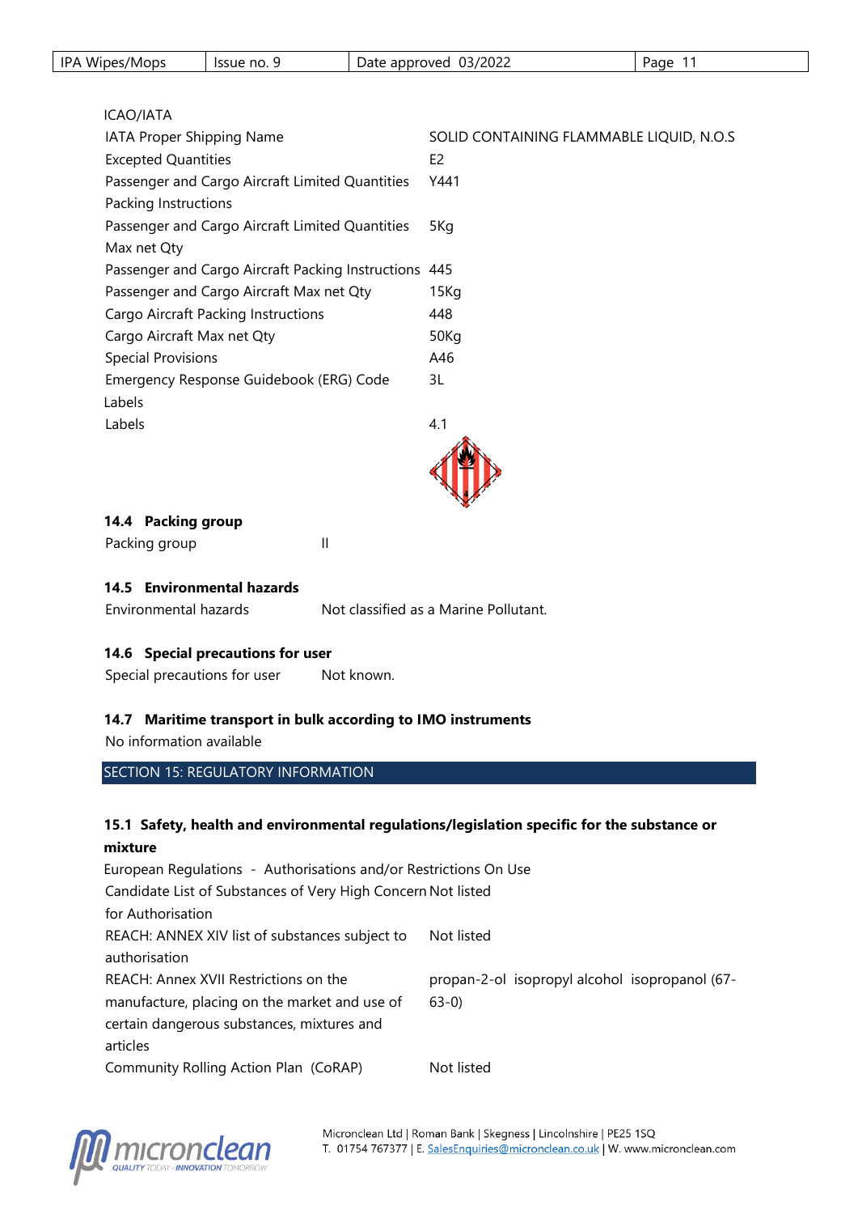ICAO/IATA

| | |
|---|---|
| IATA Proper Shipping Name | SOLID CONTAINING FLAMMABLE LIQUID, N.O.S |
| Excepted Quantities | E2 |
| Passenger and Cargo Aircraft Limited Quantities Packing Instructions | Y441 |
| Passenger and Cargo Aircraft Limited Quantities Max net Qty | 5Kg |
| Passenger and Cargo Aircraft Packing Instructions | 445 |
| Passenger and Cargo Aircraft Max net Qty | 15Kg |
| Cargo Aircraft Packing Instructions | 448 |
| Cargo Aircraft Max net Qty | 50Kg |
| Special Provisions | A46 |
| Emergency Response Guidebook (ERG) Code | 3L |

Labels

| | |
|---|---|
| Labels | 4.1 |

### 14.4 Packing group

| | |
|---|---|
| Packing group | II |

### 14.5 Environmental hazards

| | |
|---|---|
| Environmental hazards | Not classified as a Marine Pollutant. |

### 14.6 Special precautions for user

| | |
|---|---|
| Special precautions for user | Not known. |

### 14.7 Maritime transport in bulk according to IMO instruments

No information available

## SECTION 15: REGULATORY INFORMATION

### 15.1 Safety, health and environmental regulations/legislation specific for the substance or mixture

European Regulations - Authorisations and/or Restrictions On Use

| | |
|---|---|
| Candidate List of Substances of Very High Concern for Authorisation | Not listed |
| REACH: ANNEX XIV list of substances subject to authorisation | Not listed |
| REACH: Annex XVII Restrictions on the manufacture, placing on the market and use of certain dangerous substances, mixtures and articles | propan-2-ol isopropyl alcohol isopropanol (67-63-0) |
| Community Rolling Action Plan (CoRAP) | Not listed |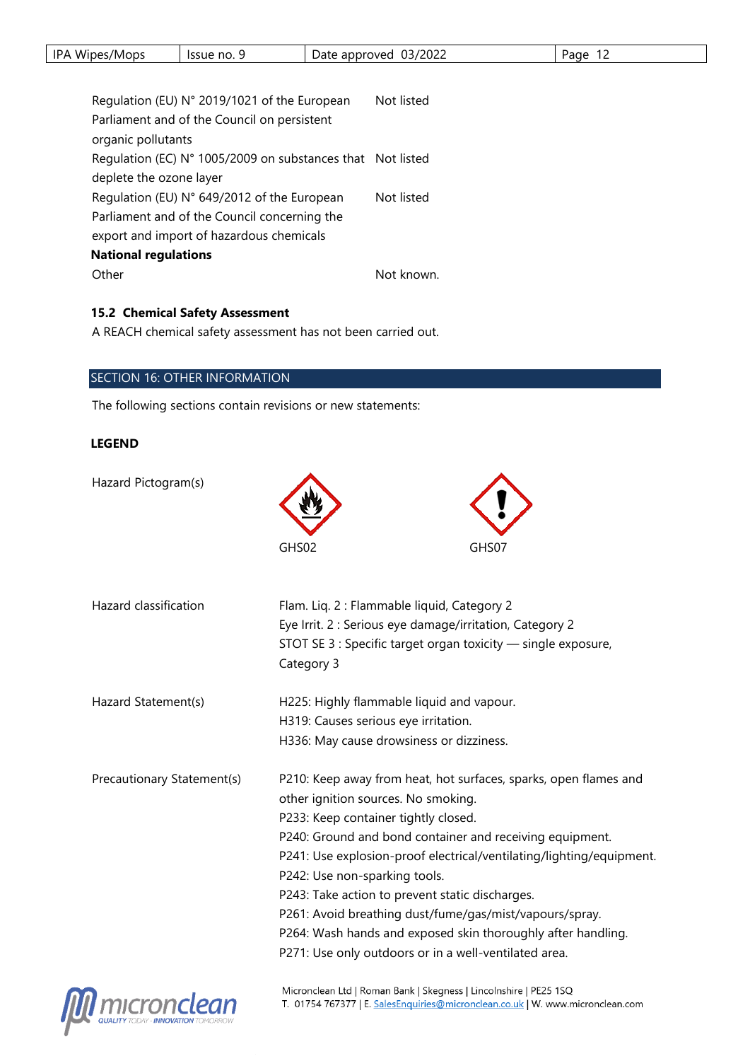| | |
|---|---|
| Regulation (EU) N° 2019/1021 of the European Parliament and of the Council on persistent organic pollutants | Not listed |
| Regulation (EC) N° 1005/2009 on substances that deplete the ozone layer | Not listed |
| Regulation (EU) N° 649/2012 of the European Parliament and of the Council concerning the export and import of hazardous chemicals | Not listed |

**National regulations**

| | |
|---|---|
| Other | Not known. |

### 15.2 Chemical Safety Assessment

A REACH chemical safety assessment has not been carried out.

## SECTION 16: OTHER INFORMATION

The following sections contain revisions or new statements:

**LEGEND**

Hazard Pictogram(s)

GHS02 GHS07

Hazard classification

Flam. Liq. 2 : Flammable liquid, Category 2
Eye Irrit. 2 : Serious eye damage/irritation, Category 2
STOT SE 3 : Specific target organ toxicity — single exposure, Category 3

Hazard Statement(s)

H225: Highly flammable liquid and vapour.
H319: Causes serious eye irritation.
H336: May cause drowsiness or dizziness.

Precautionary Statement(s)

P210: Keep away from heat, hot surfaces, sparks, open flames and other ignition sources. No smoking.
P233: Keep container tightly closed.
P240: Ground and bond container and receiving equipment.
P241: Use explosion-proof electrical/ventilating/lighting/equipment.
P242: Use non-sparking tools.
P243: Take action to prevent static discharges.
P261: Avoid breathing dust/fume/gas/mist/vapours/spray.
P264: Wash hands and exposed skin thoroughly after handling.
P271: Use only outdoors or in a well-ventilated area.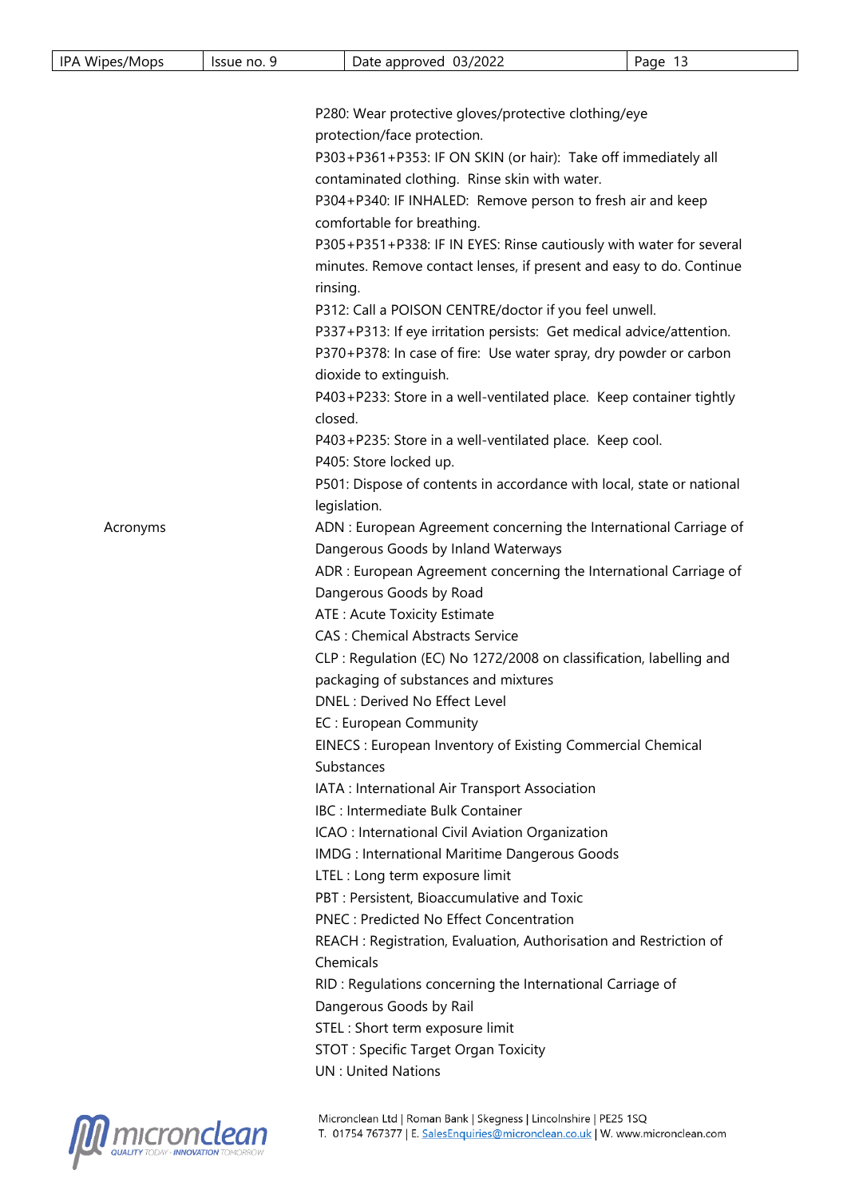P280: Wear protective gloves/protective clothing/eye protection/face protection.
P303+P361+P353: IF ON SKIN (or hair): Take off immediately all contaminated clothing. Rinse skin with water.
P304+P340: IF INHALED: Remove person to fresh air and keep comfortable for breathing.
P305+P351+P338: IF IN EYES: Rinse cautiously with water for several minutes. Remove contact lenses, if present and easy to do. Continue rinsing.
P312: Call a POISON CENTRE/doctor if you feel unwell.
P337+P313: If eye irritation persists: Get medical advice/attention.
P370+P378: In case of fire: Use water spray, dry powder or carbon dioxide to extinguish.
P403+P233: Store in a well-ventilated place. Keep container tightly closed.
P403+P235: Store in a well-ventilated place. Keep cool.
P405: Store locked up.
P501: Dispose of contents in accordance with local, state or national legislation.

**Acronyms**

ADN : European Agreement concerning the International Carriage of Dangerous Goods by Inland Waterways
ADR : European Agreement concerning the International Carriage of Dangerous Goods by Road
ATE : Acute Toxicity Estimate
CAS : Chemical Abstracts Service
CLP : Regulation (EC) No 1272/2008 on classification, labelling and packaging of substances and mixtures
DNEL : Derived No Effect Level
EC : European Community
EINECS : European Inventory of Existing Commercial Chemical Substances
IATA : International Air Transport Association
IBC : Intermediate Bulk Container
ICAO : International Civil Aviation Organization
IMDG : International Maritime Dangerous Goods
LTEL : Long term exposure limit
PBT : Persistent, Bioaccumulative and Toxic
PNEC : Predicted No Effect Concentration
REACH : Registration, Evaluation, Authorisation and Restriction of Chemicals
RID : Regulations concerning the International Carriage of Dangerous Goods by Rail
STEL : Short term exposure limit
STOT : Specific Target Organ Toxicity
UN : United Nations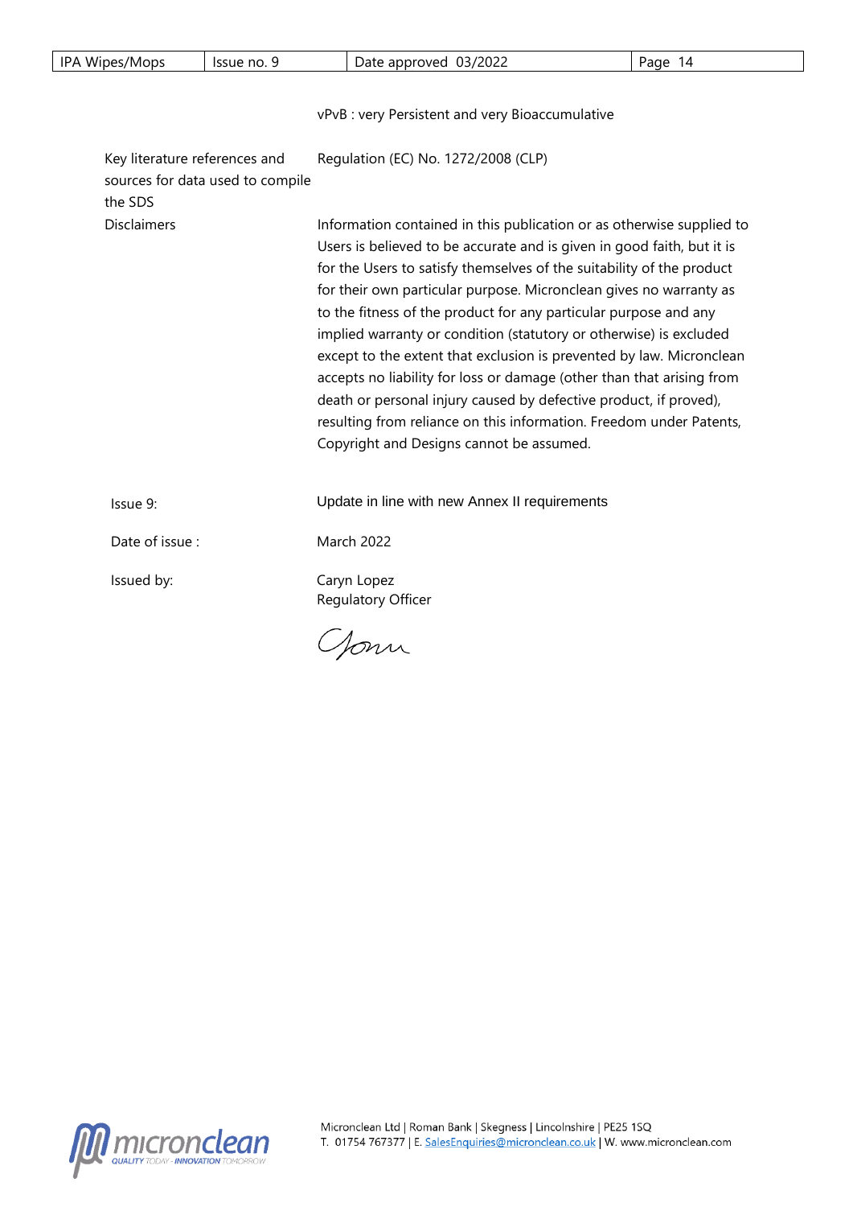| | |
|---|---|
| | vPvB : very Persistent and very Bioaccumulative |
| Key literature references and sources for data used to compile the SDS | Regulation (EC) No. 1272/2008 (CLP) |
| Disclaimers | Information contained in this publication or as otherwise supplied to Users is believed to be accurate and is given in good faith, but it is for the Users to satisfy themselves of the suitability of the product for their own particular purpose. Micronclean gives no warranty as to the fitness of the product for any particular purpose and any implied warranty or condition (statutory or otherwise) is excluded except to the extent that exclusion is prevented by law. Micronclean accepts no liability for loss or damage (other than that arising from death or personal injury caused by defective product, if proved), resulting from reliance on this information. Freedom under Patents, Copyright and Designs cannot be assumed. |

| | |
|---|---|
| Issue 9: | Update in line with new Annex II requirements |
| Date of issue : | March 2022 |
| Issued by: | Caryn Lopez<br>Regulatory Officer |